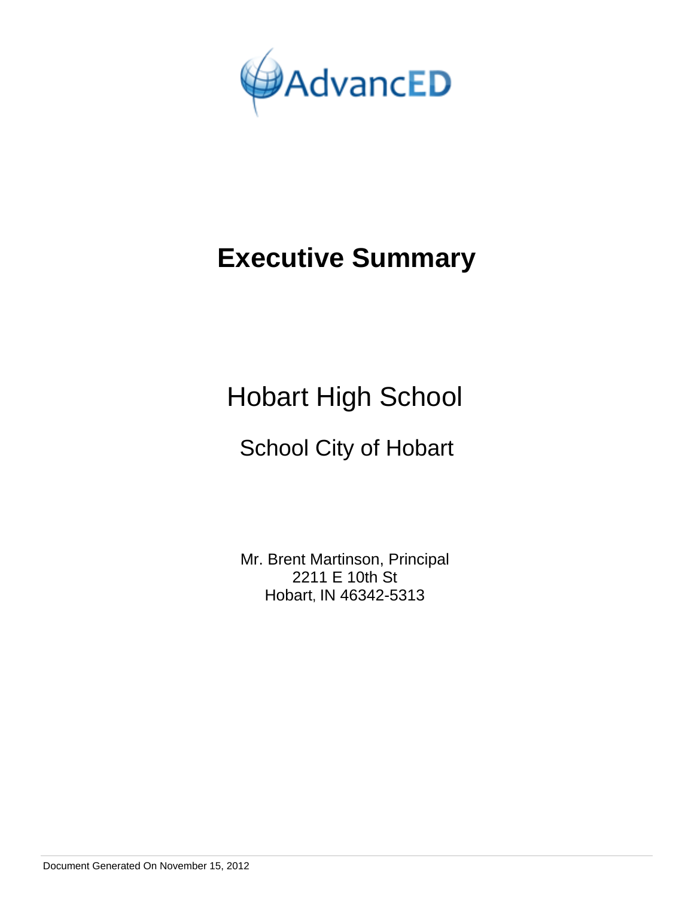AdvancED

# Executive Summary

## Hobart High School

### School City of Hobart

Mr. Brent Martinson, Principal
2211 E 10th St
Hobart, IN 46342-5313

Document Generated On November 15, 2012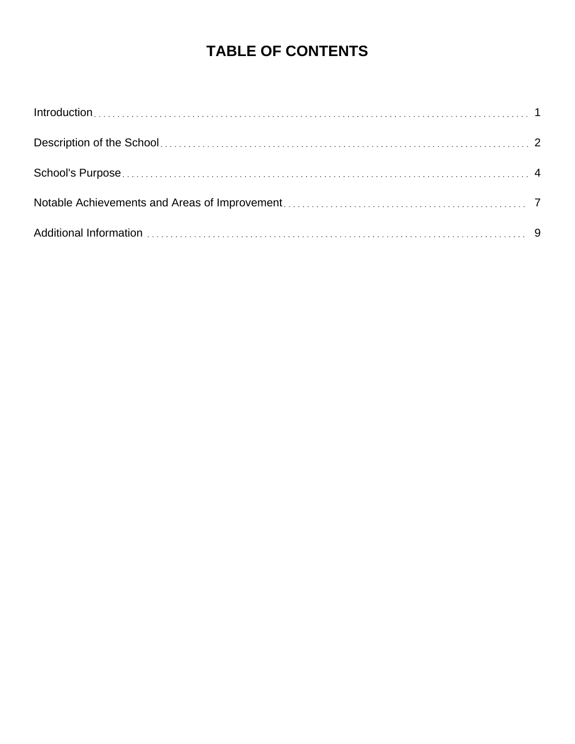# TABLE OF CONTENTS

| | |
|---|---|
| Introduction | 1 |
| Description of the School | 2 |
| School's Purpose | 4 |
| Notable Achievements and Areas of Improvement | 7 |
| Additional Information | 9 |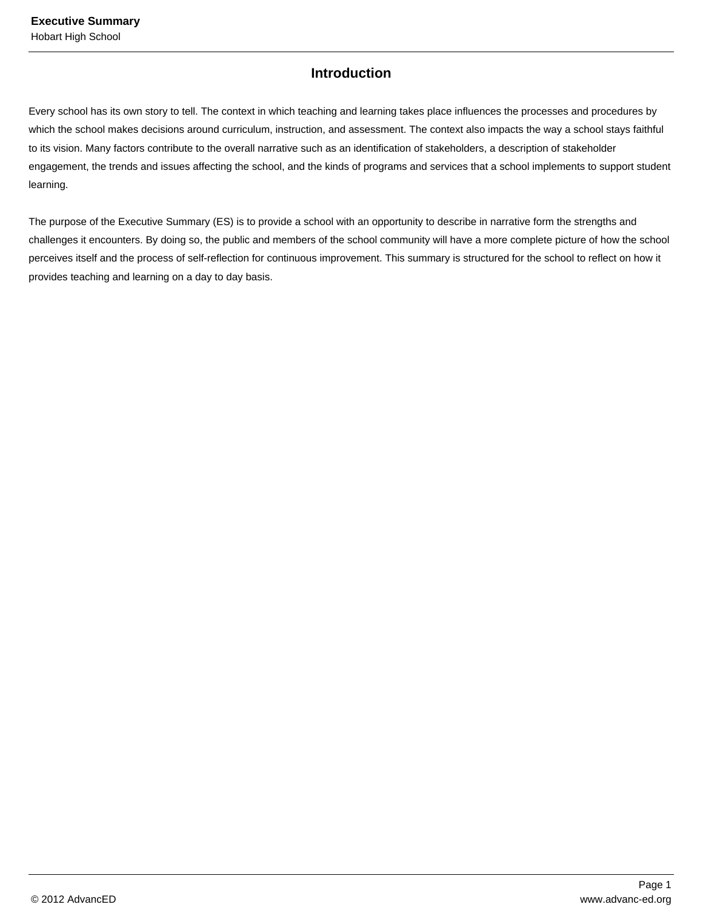## Introduction

Every school has its own story to tell. The context in which teaching and learning takes place influences the processes and procedures by which the school makes decisions around curriculum, instruction, and assessment. The context also impacts the way a school stays faithful to its vision. Many factors contribute to the overall narrative such as an identification of stakeholders, a description of stakeholder engagement, the trends and issues affecting the school, and the kinds of programs and services that a school implements to support student learning.

The purpose of the Executive Summary (ES) is to provide a school with an opportunity to describe in narrative form the strengths and challenges it encounters. By doing so, the public and members of the school community will have a more complete picture of how the school perceives itself and the process of self-reflection for continuous improvement. This summary is structured for the school to reflect on how it provides teaching and learning on a day to day basis.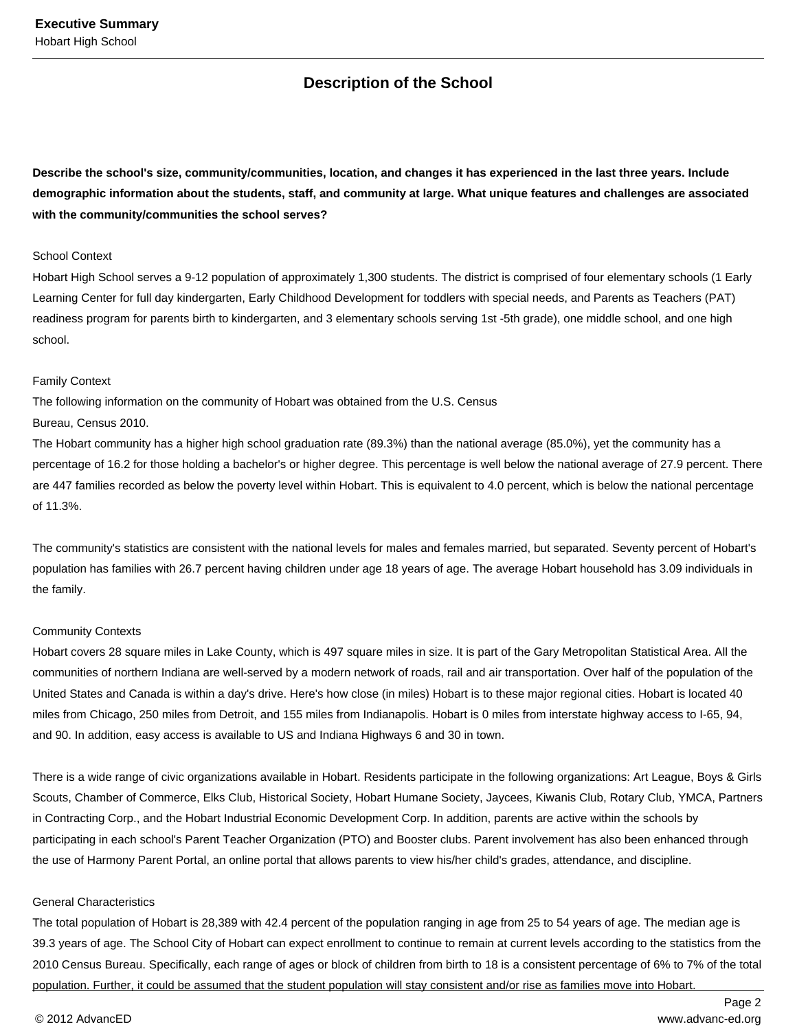## Description of the School

**Describe the school's size, community/communities, location, and changes it has experienced in the last three years. Include demographic information about the students, staff, and community at large. What unique features and challenges are associated with the community/communities the school serves?**

School Context
Hobart High School serves a 9-12 population of approximately 1,300 students. The district is comprised of four elementary schools (1 Early Learning Center for full day kindergarten, Early Childhood Development for toddlers with special needs, and Parents as Teachers (PAT) readiness program for parents birth to kindergarten, and 3 elementary schools serving 1st -5th grade), one middle school, and one high school.

Family Context
The following information on the community of Hobart was obtained from the U.S. Census Bureau, Census 2010.
The Hobart community has a higher high school graduation rate (89.3%) than the national average (85.0%), yet the community has a percentage of 16.2 for those holding a bachelor's or higher degree. This percentage is well below the national average of 27.9 percent. There are 447 families recorded as below the poverty level within Hobart. This is equivalent to 4.0 percent, which is below the national percentage of 11.3%.

The community's statistics are consistent with the national levels for males and females married, but separated. Seventy percent of Hobart's population has families with 26.7 percent having children under age 18 years of age. The average Hobart household has 3.09 individuals in the family.

Community Contexts
Hobart covers 28 square miles in Lake County, which is 497 square miles in size. It is part of the Gary Metropolitan Statistical Area. All the communities of northern Indiana are well-served by a modern network of roads, rail and air transportation. Over half of the population of the United States and Canada is within a day's drive. Here's how close (in miles) Hobart is to these major regional cities. Hobart is located 40 miles from Chicago, 250 miles from Detroit, and 155 miles from Indianapolis. Hobart is 0 miles from interstate highway access to I-65, 94, and 90. In addition, easy access is available to US and Indiana Highways 6 and 30 in town.

There is a wide range of civic organizations available in Hobart. Residents participate in the following organizations: Art League, Boys & Girls Scouts, Chamber of Commerce, Elks Club, Historical Society, Hobart Humane Society, Jaycees, Kiwanis Club, Rotary Club, YMCA, Partners in Contracting Corp., and the Hobart Industrial Economic Development Corp. In addition, parents are active within the schools by participating in each school's Parent Teacher Organization (PTO) and Booster clubs. Parent involvement has also been enhanced through the use of Harmony Parent Portal, an online portal that allows parents to view his/her child's grades, attendance, and discipline.

General Characteristics
The total population of Hobart is 28,389 with 42.4 percent of the population ranging in age from 25 to 54 years of age. The median age is 39.3 years of age. The School City of Hobart can expect enrollment to continue to remain at current levels according to the statistics from the 2010 Census Bureau. Specifically, each range of ages or block of children from birth to 18 is a consistent percentage of 6% to 7% of the total population. Further, it could be assumed that the student population will stay consistent and/or rise as families move into Hobart.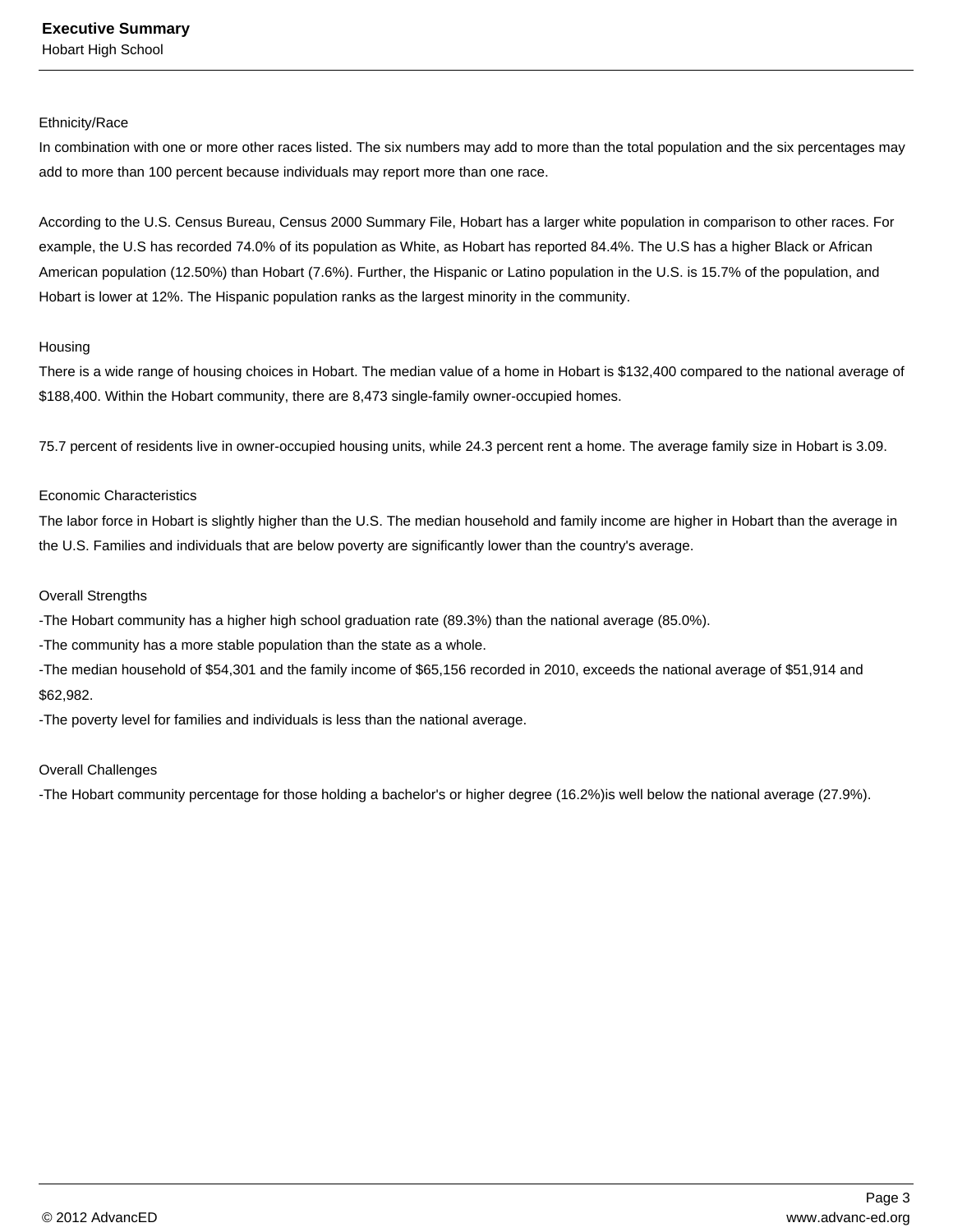Ethnicity/Race

In combination with one or more other races listed. The six numbers may add to more than the total population and the six percentages may add to more than 100 percent because individuals may report more than one race.

According to the U.S. Census Bureau, Census 2000 Summary File, Hobart has a larger white population in comparison to other races. For example, the U.S has recorded 74.0% of its population as White, as Hobart has reported 84.4%. The U.S has a higher Black or African American population (12.50%) than Hobart (7.6%). Further, the Hispanic or Latino population in the U.S. is 15.7% of the population, and Hobart is lower at 12%. The Hispanic population ranks as the largest minority in the community.

Housing

There is a wide range of housing choices in Hobart. The median value of a home in Hobart is $132,400 compared to the national average of $188,400. Within the Hobart community, there are 8,473 single-family owner-occupied homes.

75.7 percent of residents live in owner-occupied housing units, while 24.3 percent rent a home. The average family size in Hobart is 3.09.

Economic Characteristics

The labor force in Hobart is slightly higher than the U.S. The median household and family income are higher in Hobart than the average in the U.S. Families and individuals that are below poverty are significantly lower than the country's average.

Overall Strengths

-The Hobart community has a higher high school graduation rate (89.3%) than the national average (85.0%).

-The community has a more stable population than the state as a whole.

-The median household of $54,301 and the family income of $65,156 recorded in 2010, exceeds the national average of $51,914 and $62,982.

-The poverty level for families and individuals is less than the national average.

Overall Challenges

-The Hobart community percentage for those holding a bachelor's or higher degree (16.2%)is well below the national average (27.9%).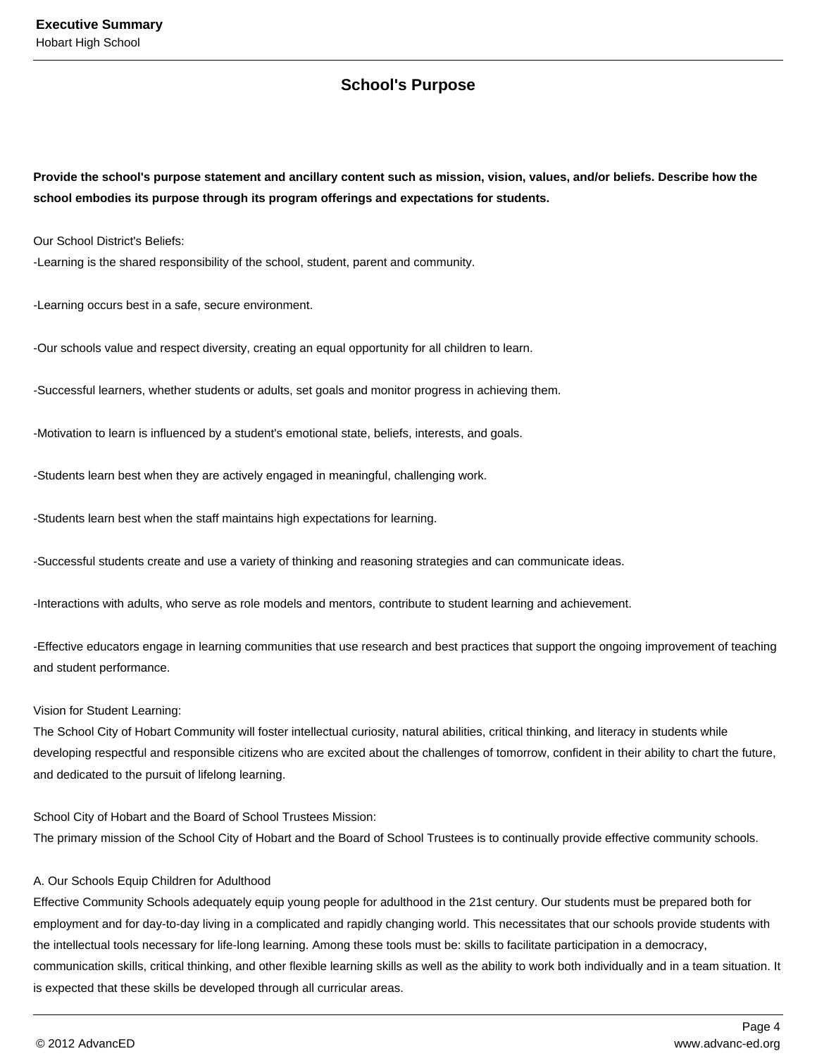## School's Purpose

**Provide the school's purpose statement and ancillary content such as mission, vision, values, and/or beliefs. Describe how the school embodies its purpose through its program offerings and expectations for students.**

Our School District's Beliefs:
-Learning is the shared responsibility of the school, student, parent and community.

-Learning occurs best in a safe, secure environment.

-Our schools value and respect diversity, creating an equal opportunity for all children to learn.

-Successful learners, whether students or adults, set goals and monitor progress in achieving them.

-Motivation to learn is influenced by a student's emotional state, beliefs, interests, and goals.

-Students learn best when they are actively engaged in meaningful, challenging work.

-Students learn best when the staff maintains high expectations for learning.

-Successful students create and use a variety of thinking and reasoning strategies and can communicate ideas.

-Interactions with adults, who serve as role models and mentors, contribute to student learning and achievement.

-Effective educators engage in learning communities that use research and best practices that support the ongoing improvement of teaching and student performance.

Vision for Student Learning:
The School City of Hobart Community will foster intellectual curiosity, natural abilities, critical thinking, and literacy in students while developing respectful and responsible citizens who are excited about the challenges of tomorrow, confident in their ability to chart the future, and dedicated to the pursuit of lifelong learning.

School City of Hobart and the Board of School Trustees Mission:
The primary mission of the School City of Hobart and the Board of School Trustees is to continually provide effective community schools.

A. Our Schools Equip Children for Adulthood
Effective Community Schools adequately equip young people for adulthood in the 21st century. Our students must be prepared both for employment and for day-to-day living in a complicated and rapidly changing world. This necessitates that our schools provide students with the intellectual tools necessary for life-long learning. Among these tools must be: skills to facilitate participation in a democracy, communication skills, critical thinking, and other flexible learning skills as well as the ability to work both individually and in a team situation. It is expected that these skills be developed through all curricular areas.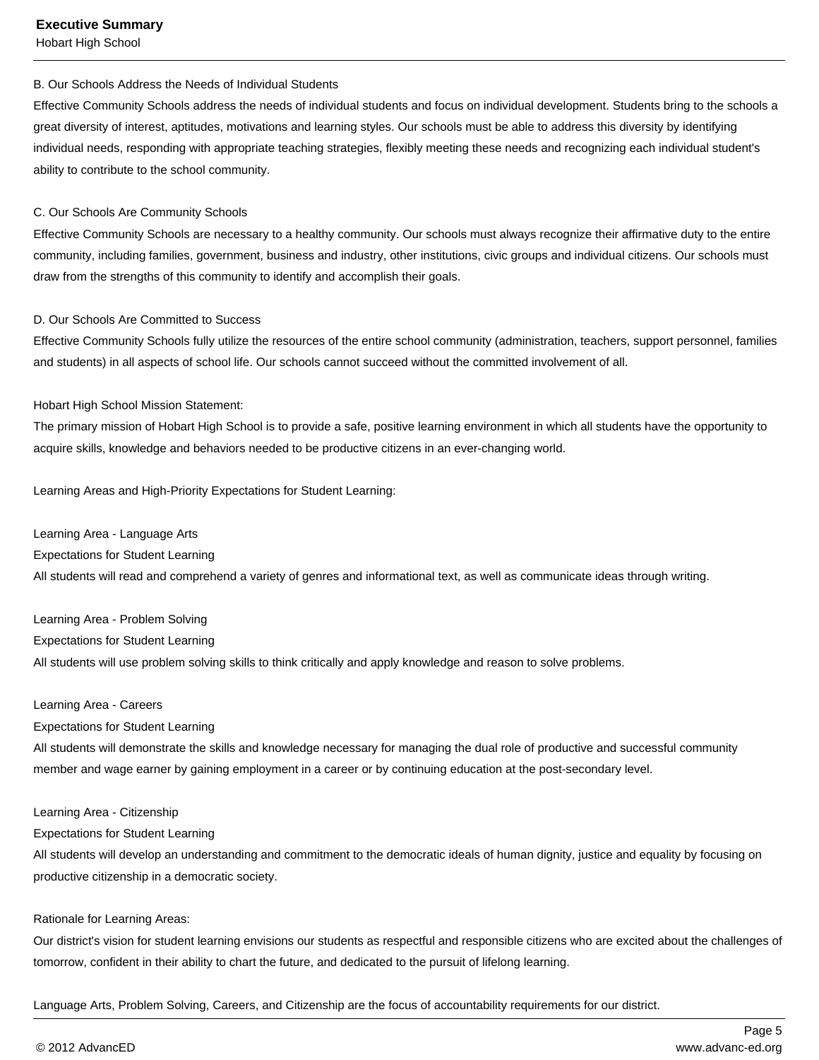B. Our Schools Address the Needs of Individual Students

Effective Community Schools address the needs of individual students and focus on individual development. Students bring to the schools a great diversity of interest, aptitudes, motivations and learning styles. Our schools must be able to address this diversity by identifying individual needs, responding with appropriate teaching strategies, flexibly meeting these needs and recognizing each individual student's ability to contribute to the school community.

C. Our Schools Are Community Schools

Effective Community Schools are necessary to a healthy community. Our schools must always recognize their affirmative duty to the entire community, including families, government, business and industry, other institutions, civic groups and individual citizens. Our schools must draw from the strengths of this community to identify and accomplish their goals.

D. Our Schools Are Committed to Success

Effective Community Schools fully utilize the resources of the entire school community (administration, teachers, support personnel, families and students) in all aspects of school life. Our schools cannot succeed without the committed involvement of all.

Hobart High School Mission Statement:

The primary mission of Hobart High School is to provide a safe, positive learning environment in which all students have the opportunity to acquire skills, knowledge and behaviors needed to be productive citizens in an ever-changing world.

Learning Areas and High-Priority Expectations for Student Learning:

Learning Area - Language Arts

Expectations for Student Learning

All students will read and comprehend a variety of genres and informational text, as well as communicate ideas through writing.

Learning Area - Problem Solving

Expectations for Student Learning

All students will use problem solving skills to think critically and apply knowledge and reason to solve problems.

Learning Area - Careers

Expectations for Student Learning

All students will demonstrate the skills and knowledge necessary for managing the dual role of productive and successful community member and wage earner by gaining employment in a career or by continuing education at the post-secondary level.

Learning Area - Citizenship

Expectations for Student Learning

All students will develop an understanding and commitment to the democratic ideals of human dignity, justice and equality by focusing on productive citizenship in a democratic society.

Rationale for Learning Areas:

Our district's vision for student learning envisions our students as respectful and responsible citizens who are excited about the challenges of tomorrow, confident in their ability to chart the future, and dedicated to the pursuit of lifelong learning.

Language Arts, Problem Solving, Careers, and Citizenship are the focus of accountability requirements for our district.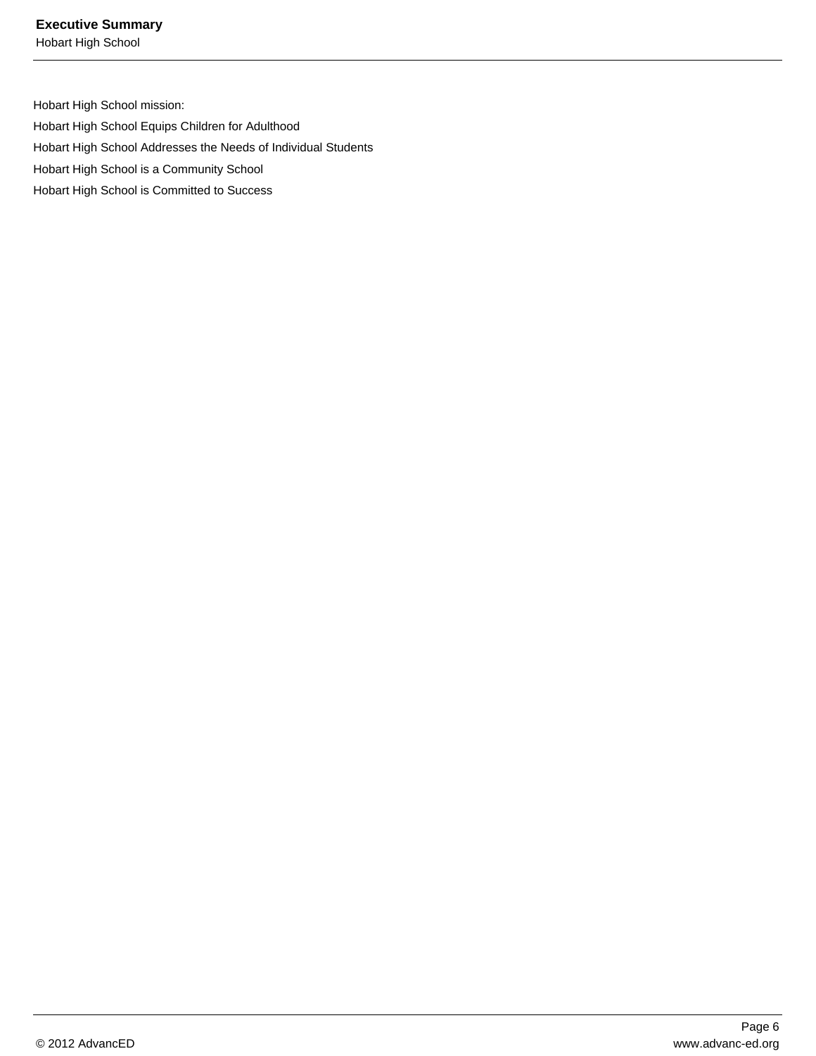Hobart High School mission:

Hobart High School Equips Children for Adulthood

Hobart High School Addresses the Needs of Individual Students

Hobart High School is a Community School

Hobart High School is Committed to Success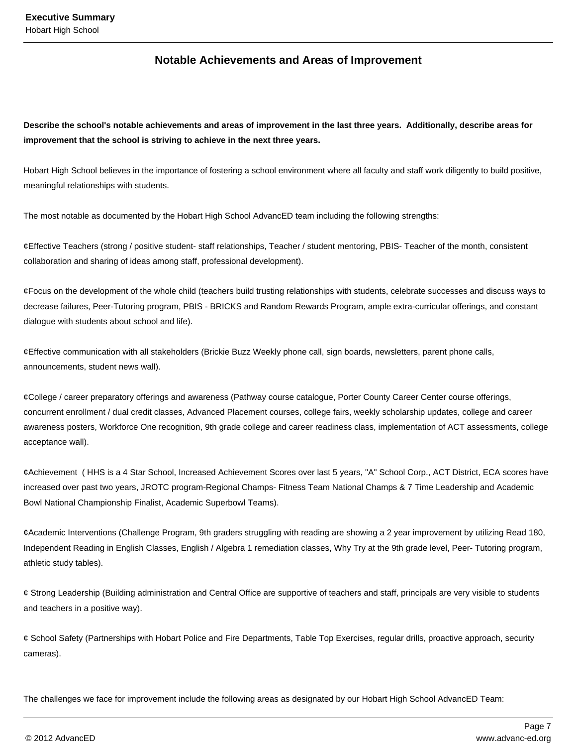## Notable Achievements and Areas of Improvement

**Describe the school's notable achievements and areas of improvement in the last three years. Additionally, describe areas for improvement that the school is striving to achieve in the next three years.**

Hobart High School believes in the importance of fostering a school environment where all faculty and staff work diligently to build positive, meaningful relationships with students.

The most notable as documented by the Hobart High School AdvancED team including the following strengths:

¢Effective Teachers (strong / positive student- staff relationships, Teacher / student mentoring, PBIS- Teacher of the month, consistent collaboration and sharing of ideas among staff, professional development).

¢Focus on the development of the whole child (teachers build trusting relationships with students, celebrate successes and discuss ways to decrease failures, Peer-Tutoring program, PBIS - BRICKS and Random Rewards Program, ample extra-curricular offerings, and constant dialogue with students about school and life).

¢Effective communication with all stakeholders (Brickie Buzz Weekly phone call, sign boards, newsletters, parent phone calls, announcements, student news wall).

¢College / career preparatory offerings and awareness (Pathway course catalogue, Porter County Career Center course offerings, concurrent enrollment / dual credit classes, Advanced Placement courses, college fairs, weekly scholarship updates, college and career awareness posters, Workforce One recognition, 9th grade college and career readiness class, implementation of ACT assessments, college acceptance wall).

¢Achievement ( HHS is a 4 Star School, Increased Achievement Scores over last 5 years, "A" School Corp., ACT District, ECA scores have increased over past two years, JROTC program-Regional Champs- Fitness Team National Champs & 7 Time Leadership and Academic Bowl National Championship Finalist, Academic Superbowl Teams).

¢Academic Interventions (Challenge Program, 9th graders struggling with reading are showing a 2 year improvement by utilizing Read 180, Independent Reading in English Classes, English / Algebra 1 remediation classes, Why Try at the 9th grade level, Peer- Tutoring program, athletic study tables).

¢ Strong Leadership (Building administration and Central Office are supportive of teachers and staff, principals are very visible to students and teachers in a positive way).

¢ School Safety (Partnerships with Hobart Police and Fire Departments, Table Top Exercises, regular drills, proactive approach, security cameras).

The challenges we face for improvement include the following areas as designated by our Hobart High School AdvancED Team: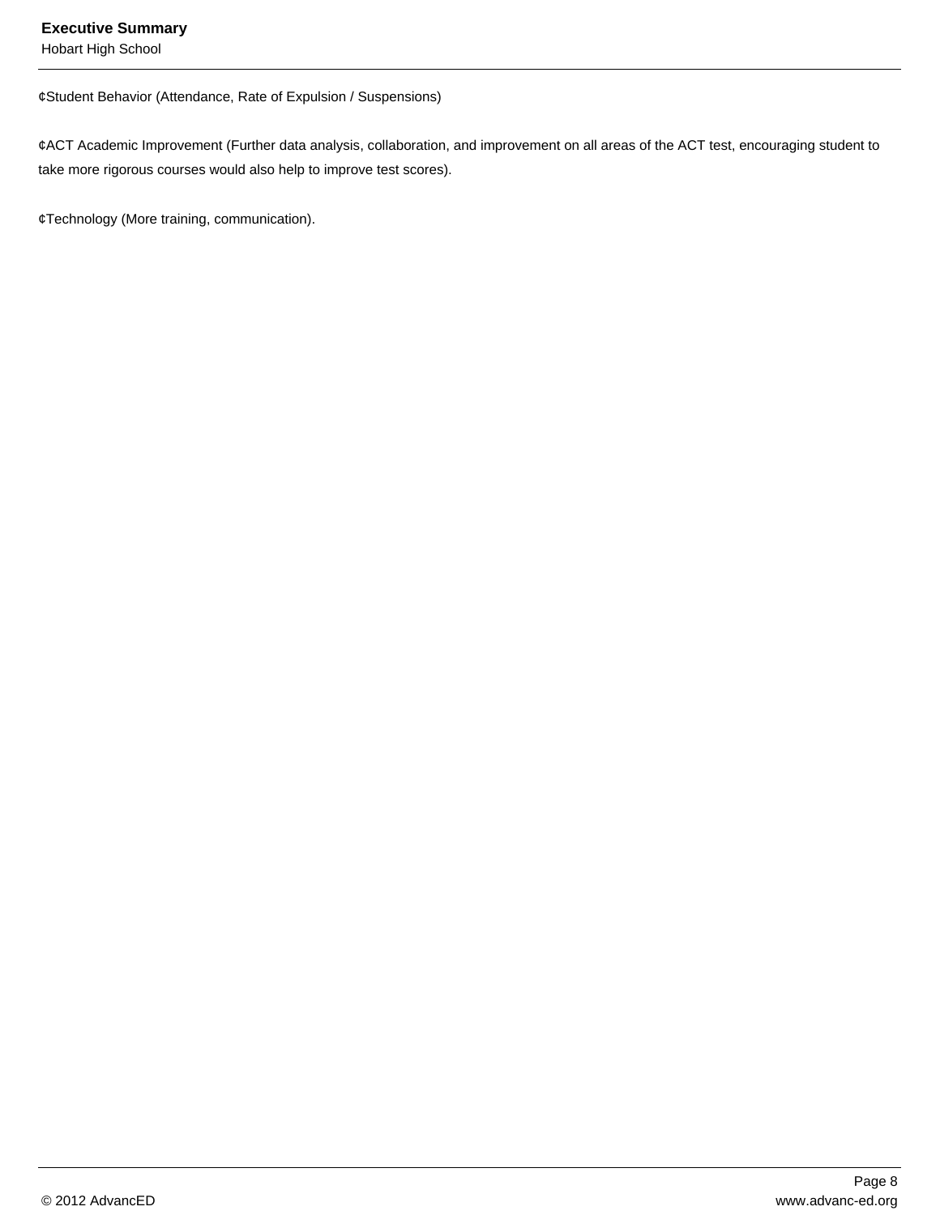¢Student Behavior (Attendance, Rate of Expulsion / Suspensions)

¢ACT Academic Improvement (Further data analysis, collaboration, and improvement on all areas of the ACT test, encouraging student to take more rigorous courses would also help to improve test scores).

¢Technology (More training, communication).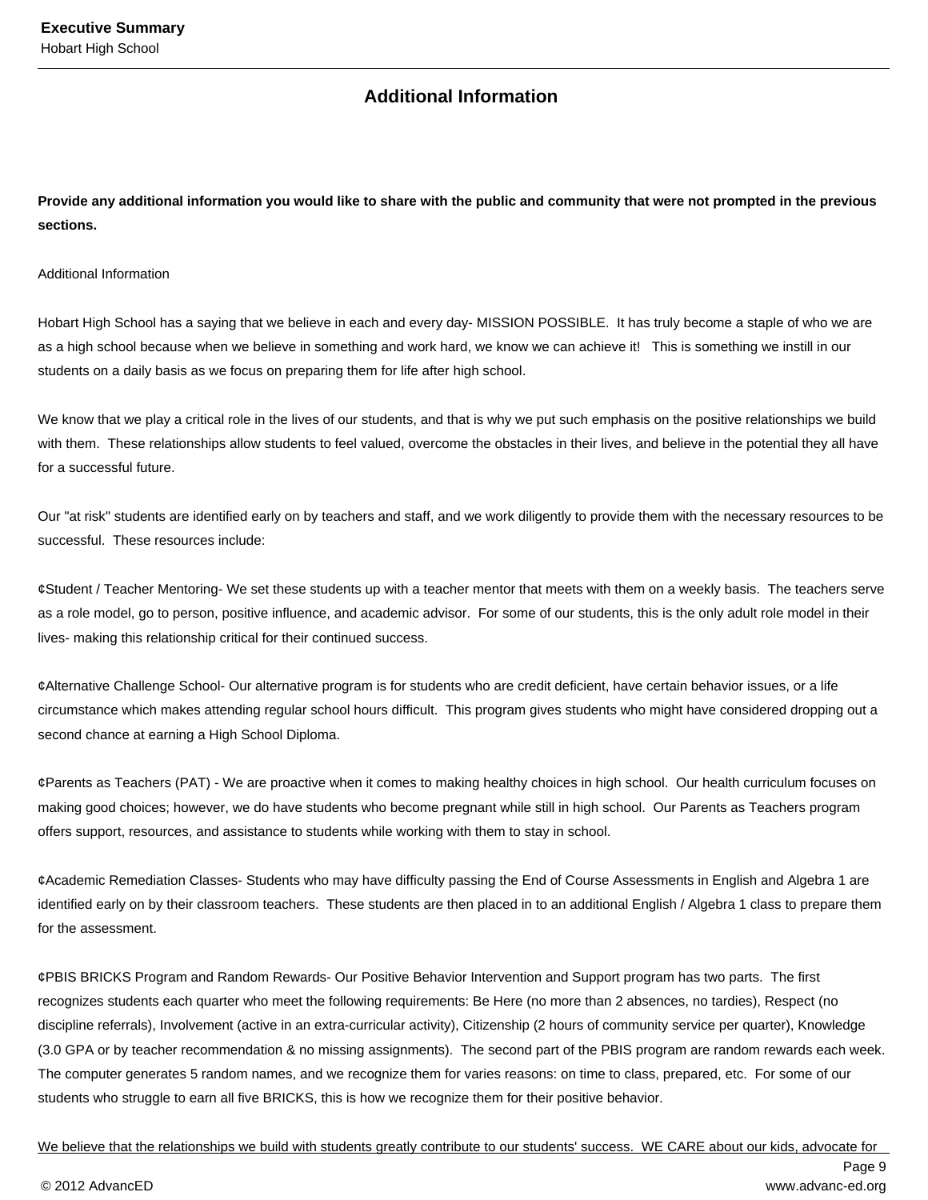## Additional Information

**Provide any additional information you would like to share with the public and community that were not prompted in the previous sections.**

Additional Information

Hobart High School has a saying that we believe in each and every day- MISSION POSSIBLE. It has truly become a staple of who we are as a high school because when we believe in something and work hard, we know we can achieve it! This is something we instill in our students on a daily basis as we focus on preparing them for life after high school.

We know that we play a critical role in the lives of our students, and that is why we put such emphasis on the positive relationships we build with them. These relationships allow students to feel valued, overcome the obstacles in their lives, and believe in the potential they all have for a successful future.

Our "at risk" students are identified early on by teachers and staff, and we work diligently to provide them with the necessary resources to be successful. These resources include:

¢Student / Teacher Mentoring- We set these students up with a teacher mentor that meets with them on a weekly basis. The teachers serve as a role model, go to person, positive influence, and academic advisor. For some of our students, this is the only adult role model in their lives- making this relationship critical for their continued success.

¢Alternative Challenge School- Our alternative program is for students who are credit deficient, have certain behavior issues, or a life circumstance which makes attending regular school hours difficult. This program gives students who might have considered dropping out a second chance at earning a High School Diploma.

¢Parents as Teachers (PAT) - We are proactive when it comes to making healthy choices in high school. Our health curriculum focuses on making good choices; however, we do have students who become pregnant while still in high school. Our Parents as Teachers program offers support, resources, and assistance to students while working with them to stay in school.

¢Academic Remediation Classes- Students who may have difficulty passing the End of Course Assessments in English and Algebra 1 are identified early on by their classroom teachers. These students are then placed in to an additional English / Algebra 1 class to prepare them for the assessment.

¢PBIS BRICKS Program and Random Rewards- Our Positive Behavior Intervention and Support program has two parts. The first recognizes students each quarter who meet the following requirements: Be Here (no more than 2 absences, no tardies), Respect (no discipline referrals), Involvement (active in an extra-curricular activity), Citizenship (2 hours of community service per quarter), Knowledge (3.0 GPA or by teacher recommendation & no missing assignments). The second part of the PBIS program are random rewards each week. The computer generates 5 random names, and we recognize them for varies reasons: on time to class, prepared, etc. For some of our students who struggle to earn all five BRICKS, this is how we recognize them for their positive behavior.

<u>We believe that the relationships we build with students greatly contribute to our students' success. WE CARE about our kids, advocate for</u>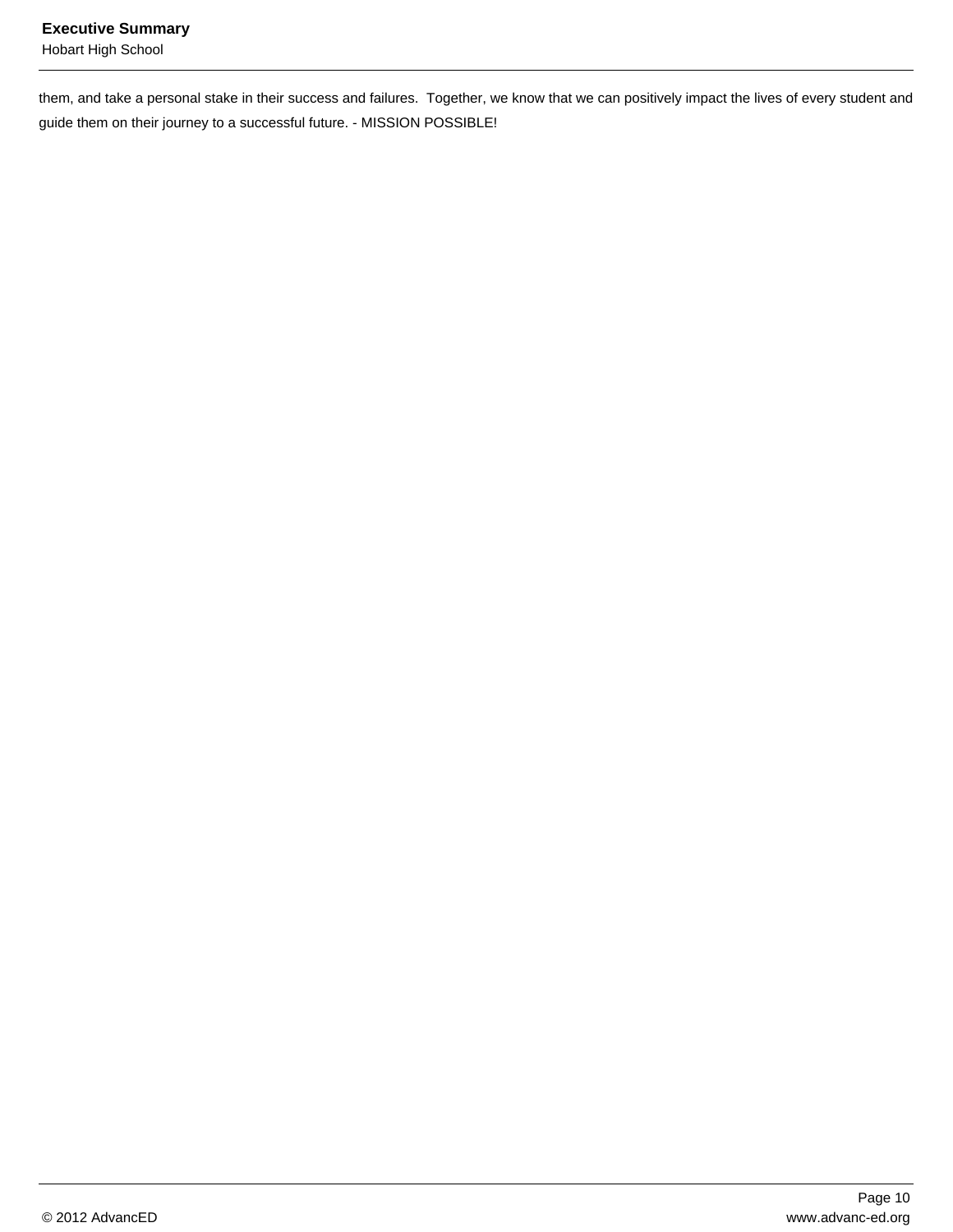them, and take a personal stake in their success and failures.  Together, we know that we can positively impact the lives of every student and guide them on their journey to a successful future. - MISSION POSSIBLE!